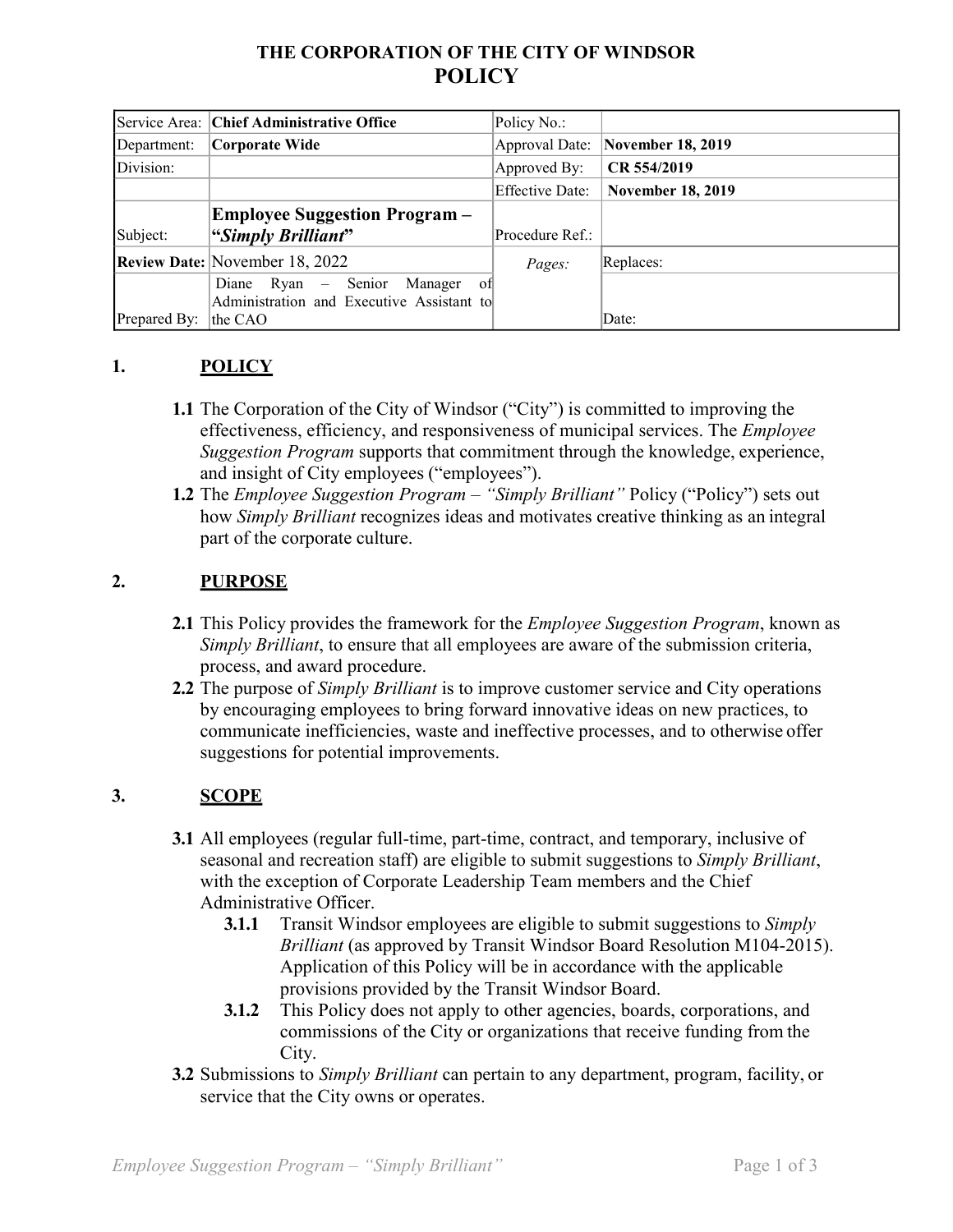# THE CORPORATION OF THE CITY OF WINDSOR
# POLICY

| Service Area: | **Chief Administrative Office** | Policy No.: | |
|---|---|---|---|
| Department: | **Corporate Wide** | Approval Date: | **November 18, 2019** |
| Division: | | Approved By: | **CR 554/2019** |
| | | Effective Date: | **November 18, 2019** |
| Subject: | **Employee Suggestion Program – "*Simply Brilliant*"** | Procedure Ref.: | |
| **Review Date:** | November 18, 2022 | *Pages:* | Replaces: |
| Prepared By: | Diane Ryan – Senior Manager of Administration and Executive Assistant to the CAO | | Date: |

## 1. POLICY

**1.1** The Corporation of the City of Windsor ("City") is committed to improving the effectiveness, efficiency, and responsiveness of municipal services. The *Employee Suggestion Program* supports that commitment through the knowledge, experience, and insight of City employees ("employees").

**1.2** The *Employee Suggestion Program – "Simply Brilliant"* Policy ("Policy") sets out how *Simply Brilliant* recognizes ideas and motivates creative thinking as an integral part of the corporate culture.

## 2. PURPOSE

**2.1** This Policy provides the framework for the *Employee Suggestion Program*, known as *Simply Brilliant*, to ensure that all employees are aware of the submission criteria, process, and award procedure.

**2.2** The purpose of *Simply Brilliant* is to improve customer service and City operations by encouraging employees to bring forward innovative ideas on new practices, to communicate inefficiencies, waste and ineffective processes, and to otherwise offer suggestions for potential improvements.

## 3. SCOPE

**3.1** All employees (regular full-time, part-time, contract, and temporary, inclusive of seasonal and recreation staff) are eligible to submit suggestions to *Simply Brilliant*, with the exception of Corporate Leadership Team members and the Chief Administrative Officer.

- **3.1.1** Transit Windsor employees are eligible to submit suggestions to *Simply Brilliant* (as approved by Transit Windsor Board Resolution M104-2015). Application of this Policy will be in accordance with the applicable provisions provided by the Transit Windsor Board.
- **3.1.2** This Policy does not apply to other agencies, boards, corporations, and commissions of the City or organizations that receive funding from the City.

**3.2** Submissions to *Simply Brilliant* can pertain to any department, program, facility, or service that the City owns or operates.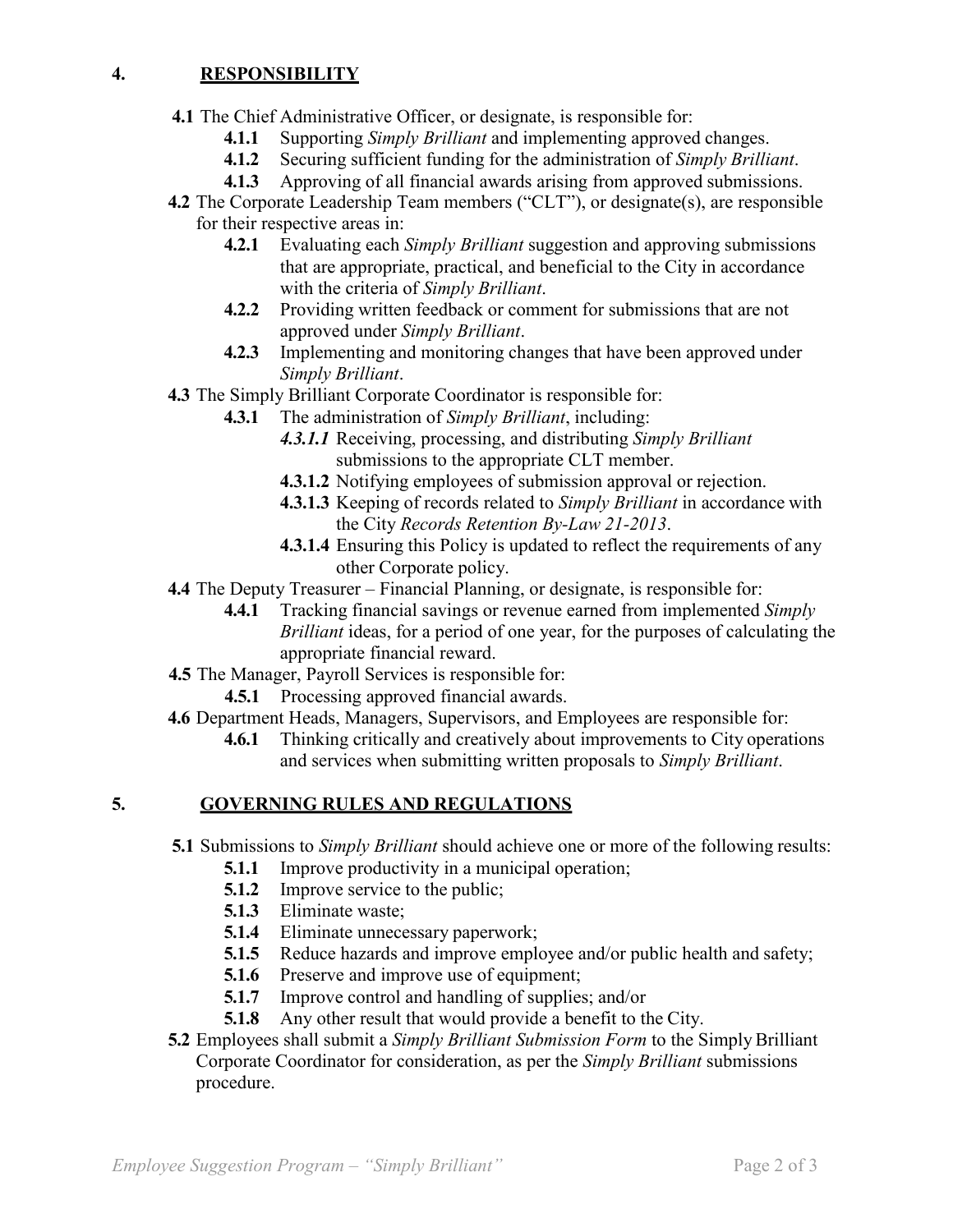## 4. RESPONSIBILITY

**4.1** The Chief Administrative Officer, or designate, is responsible for:

- **4.1.1** Supporting *Simply Brilliant* and implementing approved changes.
- **4.1.2** Securing sufficient funding for the administration of *Simply Brilliant*.
- **4.1.3** Approving of all financial awards arising from approved submissions.

**4.2** The Corporate Leadership Team members ("CLT"), or designate(s), are responsible for their respective areas in:

- **4.2.1** Evaluating each *Simply Brilliant* suggestion and approving submissions that are appropriate, practical, and beneficial to the City in accordance with the criteria of *Simply Brilliant*.
- **4.2.2** Providing written feedback or comment for submissions that are not approved under *Simply Brilliant*.
- **4.2.3** Implementing and monitoring changes that have been approved under *Simply Brilliant*.

**4.3** The Simply Brilliant Corporate Coordinator is responsible for:

- **4.3.1** The administration of *Simply Brilliant*, including:
  - ***4.3.1.1*** Receiving, processing, and distributing *Simply Brilliant* submissions to the appropriate CLT member.
  - **4.3.1.2** Notifying employees of submission approval or rejection.
  - **4.3.1.3** Keeping of records related to *Simply Brilliant* in accordance with the City *Records Retention By-Law 21-2013*.
  - **4.3.1.4** Ensuring this Policy is updated to reflect the requirements of any other Corporate policy.

**4.4** The Deputy Treasurer – Financial Planning, or designate, is responsible for:

- **4.4.1** Tracking financial savings or revenue earned from implemented *Simply Brilliant* ideas, for a period of one year, for the purposes of calculating the appropriate financial reward.

**4.5** The Manager, Payroll Services is responsible for:

- **4.5.1** Processing approved financial awards.

**4.6** Department Heads, Managers, Supervisors, and Employees are responsible for:

- **4.6.1** Thinking critically and creatively about improvements to City operations and services when submitting written proposals to *Simply Brilliant*.

## 5. GOVERNING RULES AND REGULATIONS

**5.1** Submissions to *Simply Brilliant* should achieve one or more of the following results:

- **5.1.1** Improve productivity in a municipal operation;
- **5.1.2** Improve service to the public;
- **5.1.3** Eliminate waste;
- **5.1.4** Eliminate unnecessary paperwork;
- **5.1.5** Reduce hazards and improve employee and/or public health and safety;
- **5.1.6** Preserve and improve use of equipment;
- **5.1.7** Improve control and handling of supplies; and/or
- **5.1.8** Any other result that would provide a benefit to the City.

**5.2** Employees shall submit a *Simply Brilliant Submission Form* to the Simply Brilliant Corporate Coordinator for consideration, as per the *Simply Brilliant* submissions procedure.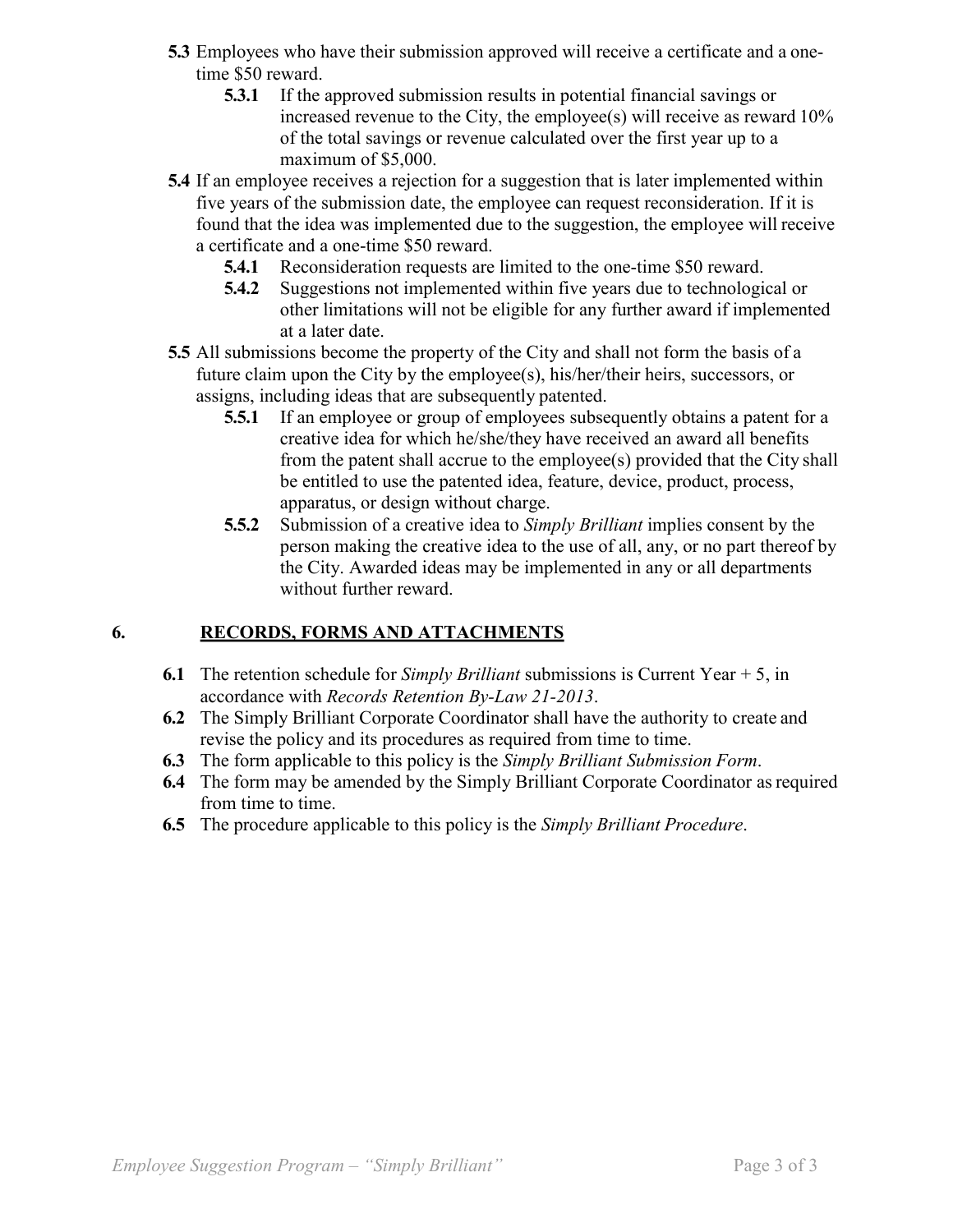**5.3** Employees who have their submission approved will receive a certificate and a one-time $50 reward.

**5.3.1** If the approved submission results in potential financial savings or increased revenue to the City, the employee(s) will receive as reward 10% of the total savings or revenue calculated over the first year up to a maximum of $5,000.

**5.4** If an employee receives a rejection for a suggestion that is later implemented within five years of the submission date, the employee can request reconsideration. If it is found that the idea was implemented due to the suggestion, the employee will receive a certificate and a one-time $50 reward.

**5.4.1** Reconsideration requests are limited to the one-time $50 reward.

**5.4.2** Suggestions not implemented within five years due to technological or other limitations will not be eligible for any further award if implemented at a later date.

**5.5** All submissions become the property of the City and shall not form the basis of a future claim upon the City by the employee(s), his/her/their heirs, successors, or assigns, including ideas that are subsequently patented.

**5.5.1** If an employee or group of employees subsequently obtains a patent for a creative idea for which he/she/they have received an award all benefits from the patent shall accrue to the employee(s) provided that the City shall be entitled to use the patented idea, feature, device, product, process, apparatus, or design without charge.

**5.5.2** Submission of a creative idea to *Simply Brilliant* implies consent by the person making the creative idea to the use of all, any, or no part thereof by the City. Awarded ideas may be implemented in any or all departments without further reward.

## 6. RECORDS, FORMS AND ATTACHMENTS

**6.1** The retention schedule for *Simply Brilliant* submissions is Current Year + 5, in accordance with *Records Retention By-Law 21-2013*.

**6.2** The Simply Brilliant Corporate Coordinator shall have the authority to create and revise the policy and its procedures as required from time to time.

**6.3** The form applicable to this policy is the *Simply Brilliant Submission Form*.

**6.4** The form may be amended by the Simply Brilliant Corporate Coordinator as required from time to time.

**6.5** The procedure applicable to this policy is the *Simply Brilliant Procedure*.